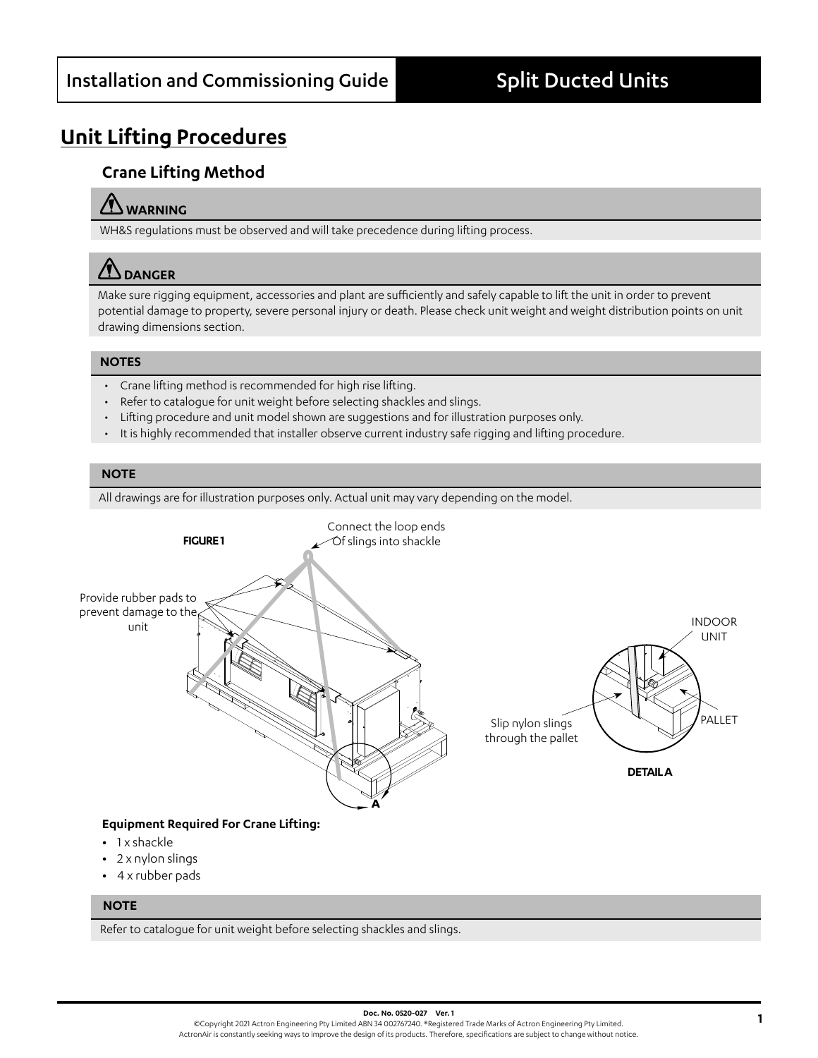# Unit Lifting Procedures

## Crane Lifting Method

**WARNING**

WH&S regulations must be observed and will take precedence during lifting process.

**DANGER**

Make sure rigging equipment, accessories and plant are sufficiently and safely capable to lift the unit in order to prevent potential damage to property, severe personal injury or death. Please check unit weight and weight distribution points on unit drawing dimensions section.

**NOTES**

- Crane lifting method is recommended for high rise lifting.
- Refer to catalogue for unit weight before selecting shackles and slings.
- Lifting procedure and unit model shown are suggestions and for illustration purposes only.
- It is highly recommended that installer observe current industry safe rigging and lifting procedure.

**NOTE**

All drawings are for illustration purposes only. Actual unit may vary depending on the model.

FIGURE 1

Connect the loop ends Of slings into shackle

Provide rubber pads to prevent damage to the unit

A

Slip nylon slings through the pallet

INDOOR UNIT

PALLET

DETAIL A

**Equipment Required For Crane Lifting:**

- 1 x shackle
- 2 x nylon slings
- 4 x rubber pads

**NOTE**

Refer to catalogue for unit weight before selecting shackles and slings.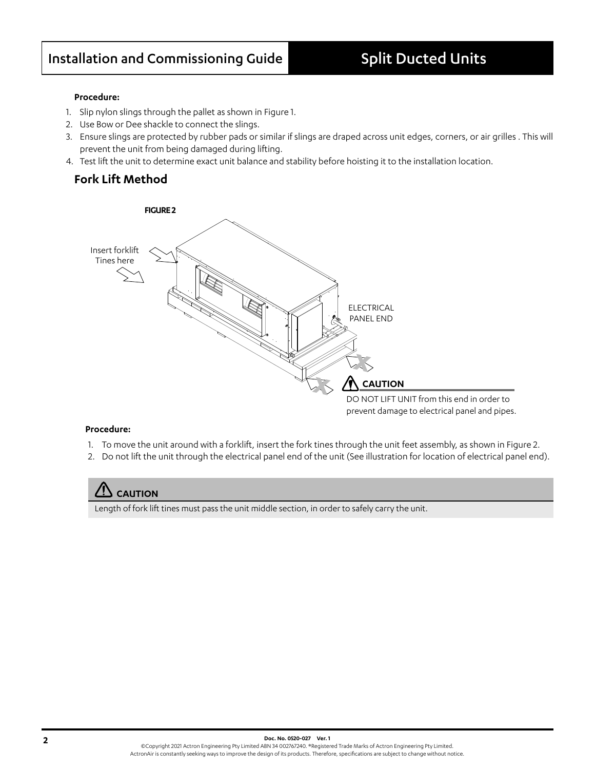**Procedure:**

1. Slip nylon slings through the pallet as shown in Figure 1.
2. Use Bow or Dee shackle to connect the slings.
3. Ensure slings are protected by rubber pads or similar if slings are draped across unit edges, corners, or air grilles . This will prevent the unit from being damaged during lifting.
4. Test lift the unit to determine exact unit balance and stability before hoisting it to the installation location.

## Fork Lift Method

FIGURE 2

Insert forklift Tines here

ELECTRICAL PANEL END

**CAUTION**

DO NOT LIFT UNIT from this end in order to prevent damage to electrical panel and pipes.

**Procedure:**

1. To move the unit around with a forklift, insert the fork tines through the unit feet assembly, as shown in Figure 2.
2. Do not lift the unit through the electrical panel end of the unit (See illustration for location of electrical panel end).

**CAUTION**

Length of fork lift tines must pass the unit middle section, in order to safely carry the unit.